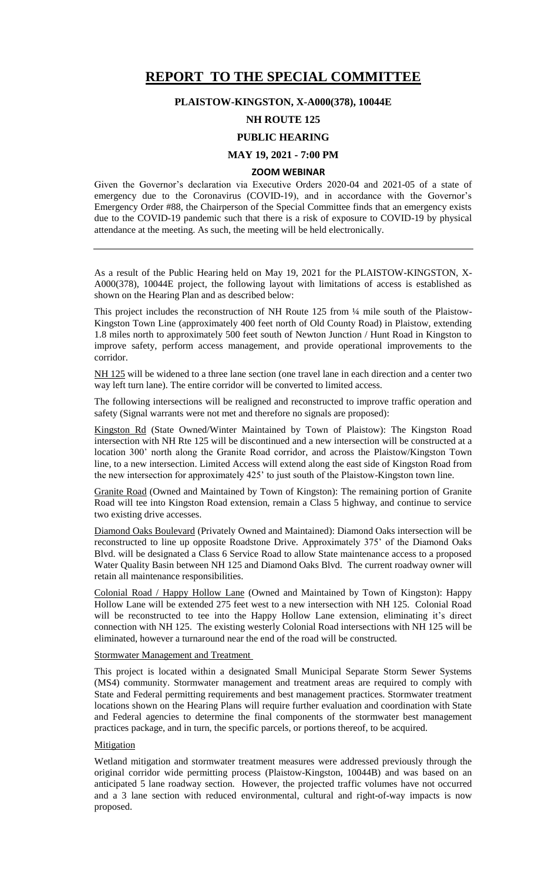# REPORT TO THE SPECIAL COMMITTEE

## PLAISTOW-KINGSTON, X-A000(378), 10044E

## NH ROUTE 125

## PUBLIC HEARING

## MAY 19, 2021 - 7:00 PM

### ZOOM WEBINAR

Given the Governor's declaration via Executive Orders 2020-04 and 2021-05 of a state of emergency due to the Coronavirus (COVID-19), and in accordance with the Governor's Emergency Order #88, the Chairperson of the Special Committee finds that an emergency exists due to the COVID-19 pandemic such that there is a risk of exposure to COVID-19 by physical attendance at the meeting. As such, the meeting will be held electronically.

---

As a result of the Public Hearing held on May 19, 2021 for the PLAISTOW-KINGSTON, X-A000(378), 10044E project, the following layout with limitations of access is established as shown on the Hearing Plan and as described below:

This project includes the reconstruction of NH Route 125 from ¼ mile south of the Plaistow-Kingston Town Line (approximately 400 feet north of Old County Road) in Plaistow, extending 1.8 miles north to approximately 500 feet south of Newton Junction / Hunt Road in Kingston to improve safety, perform access management, and provide operational improvements to the corridor.

<u>NH 125</u> will be widened to a three lane section (one travel lane in each direction and a center two way left turn lane). The entire corridor will be converted to limited access.

The following intersections will be realigned and reconstructed to improve traffic operation and safety (Signal warrants were not met and therefore no signals are proposed):

<u>Kingston Rd</u> (State Owned/Winter Maintained by Town of Plaistow): The Kingston Road intersection with NH Rte 125 will be discontinued and a new intersection will be constructed at a location 300' north along the Granite Road corridor, and across the Plaistow/Kingston Town line, to a new intersection. Limited Access will extend along the east side of Kingston Road from the new intersection for approximately 425' to just south of the Plaistow-Kingston town line.

<u>Granite Road</u> (Owned and Maintained by Town of Kingston): The remaining portion of Granite Road will tee into Kingston Road extension, remain a Class 5 highway, and continue to service two existing drive accesses.

<u>Diamond Oaks Boulevard</u> (Privately Owned and Maintained): Diamond Oaks intersection will be reconstructed to line up opposite Roadstone Drive. Approximately 375' of the Diamond Oaks Blvd. will be designated a Class 6 Service Road to allow State maintenance access to a proposed Water Quality Basin between NH 125 and Diamond Oaks Blvd. The current roadway owner will retain all maintenance responsibilities.

<u>Colonial Road / Happy Hollow Lane</u> (Owned and Maintained by Town of Kingston): Happy Hollow Lane will be extended 275 feet west to a new intersection with NH 125. Colonial Road will be reconstructed to tee into the Happy Hollow Lane extension, eliminating it's direct connection with NH 125. The existing westerly Colonial Road intersections with NH 125 will be eliminated, however a turnaround near the end of the road will be constructed.

<u>Stormwater Management and Treatment</u>

This project is located within a designated Small Municipal Separate Storm Sewer Systems (MS4) community. Stormwater management and treatment areas are required to comply with State and Federal permitting requirements and best management practices. Stormwater treatment locations shown on the Hearing Plans will require further evaluation and coordination with State and Federal agencies to determine the final components of the stormwater best management practices package, and in turn, the specific parcels, or portions thereof, to be acquired.

<u>Mitigation</u>

Wetland mitigation and stormwater treatment measures were addressed previously through the original corridor wide permitting process (Plaistow-Kingston, 10044B) and was based on an anticipated 5 lane roadway section. However, the projected traffic volumes have not occurred and a 3 lane section with reduced environmental, cultural and right-of-way impacts is now proposed.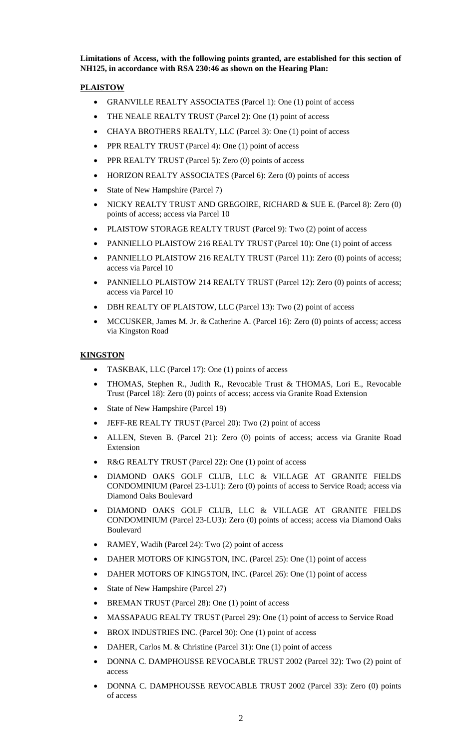**Limitations of Access, with the following points granted, are established for this section of NH125, in accordance with RSA 230:46 as shown on the Hearing Plan:**

**PLAISTOW**

- GRANVILLE REALTY ASSOCIATES (Parcel 1): One (1) point of access
- THE NEALE REALTY TRUST (Parcel 2): One (1) point of access
- CHAYA BROTHERS REALTY, LLC (Parcel 3): One (1) point of access
- PPR REALTY TRUST (Parcel 4): One (1) point of access
- PPR REALTY TRUST (Parcel 5): Zero (0) points of access
- HORIZON REALTY ASSOCIATES (Parcel 6): Zero (0) points of access
- State of New Hampshire (Parcel 7)
- NICKY REALTY TRUST AND GREGOIRE, RICHARD & SUE E. (Parcel 8): Zero (0) points of access; access via Parcel 10
- PLAISTOW STORAGE REALTY TRUST (Parcel 9): Two (2) point of access
- PANNIELLO PLAISTOW 216 REALTY TRUST (Parcel 10): One (1) point of access
- PANNIELLO PLAISTOW 216 REALTY TRUST (Parcel 11): Zero (0) points of access; access via Parcel 10
- PANNIELLO PLAISTOW 214 REALTY TRUST (Parcel 12): Zero (0) points of access; access via Parcel 10
- DBH REALTY OF PLAISTOW, LLC (Parcel 13): Two (2) point of access
- MCCUSKER, James M. Jr. & Catherine A. (Parcel 16): Zero (0) points of access; access via Kingston Road

**KINGSTON**

- TASKBAK, LLC (Parcel 17): One (1) points of access
- THOMAS, Stephen R., Judith R., Revocable Trust & THOMAS, Lori E., Revocable Trust (Parcel 18): Zero (0) points of access; access via Granite Road Extension
- State of New Hampshire (Parcel 19)
- JEFF-RE REALTY TRUST (Parcel 20): Two (2) point of access
- ALLEN, Steven B. (Parcel 21): Zero (0) points of access; access via Granite Road Extension
- R&G REALTY TRUST (Parcel 22): One (1) point of access
- DIAMOND OAKS GOLF CLUB, LLC & VILLAGE AT GRANITE FIELDS CONDOMINIUM (Parcel 23-LU1): Zero (0) points of access to Service Road; access via Diamond Oaks Boulevard
- DIAMOND OAKS GOLF CLUB, LLC & VILLAGE AT GRANITE FIELDS CONDOMINIUM (Parcel 23-LU3): Zero (0) points of access; access via Diamond Oaks Boulevard
- RAMEY, Wadih (Parcel 24): Two (2) point of access
- DAHER MOTORS OF KINGSTON, INC. (Parcel 25): One (1) point of access
- DAHER MOTORS OF KINGSTON, INC. (Parcel 26): One (1) point of access
- State of New Hampshire (Parcel 27)
- BREMAN TRUST (Parcel 28): One (1) point of access
- MASSAPAUG REALTY TRUST (Parcel 29): One (1) point of access to Service Road
- BROX INDUSTRIES INC. (Parcel 30): One (1) point of access
- DAHER, Carlos M. & Christine (Parcel 31): One (1) point of access
- DONNA C. DAMPHOUSSE REVOCABLE TRUST 2002 (Parcel 32): Two (2) point of access
- DONNA C. DAMPHOUSSE REVOCABLE TRUST 2002 (Parcel 33): Zero (0) points of access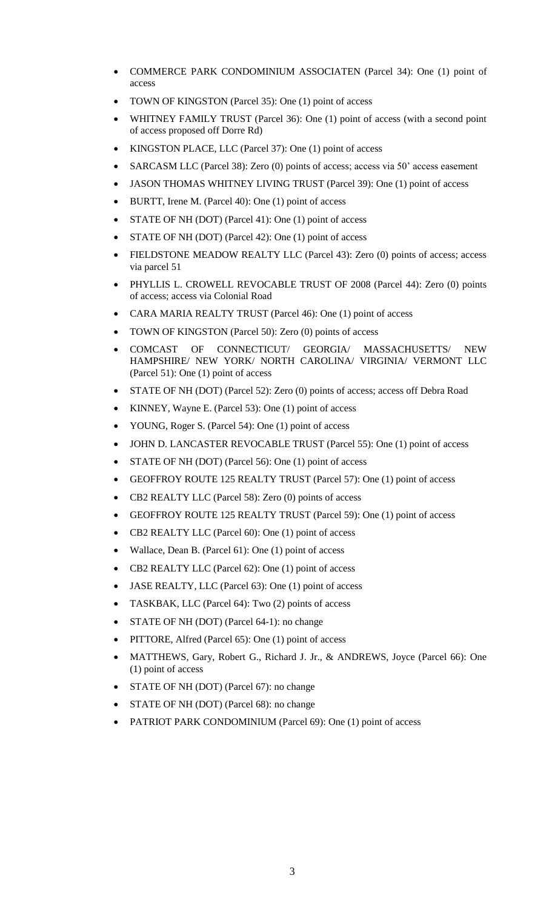- COMMERCE PARK CONDOMINIUM ASSOCIATEN (Parcel 34): One (1) point of access
- TOWN OF KINGSTON (Parcel 35): One (1) point of access
- WHITNEY FAMILY TRUST (Parcel 36): One (1) point of access (with a second point of access proposed off Dorre Rd)
- KINGSTON PLACE, LLC (Parcel 37): One (1) point of access
- SARCASM LLC (Parcel 38): Zero (0) points of access; access via 50' access easement
- JASON THOMAS WHITNEY LIVING TRUST (Parcel 39): One (1) point of access
- BURTT, Irene M. (Parcel 40): One (1) point of access
- STATE OF NH (DOT) (Parcel 41): One (1) point of access
- STATE OF NH (DOT) (Parcel 42): One (1) point of access
- FIELDSTONE MEADOW REALTY LLC (Parcel 43): Zero (0) points of access; access via parcel 51
- PHYLLIS L. CROWELL REVOCABLE TRUST OF 2008 (Parcel 44): Zero (0) points of access; access via Colonial Road
- CARA MARIA REALTY TRUST (Parcel 46): One (1) point of access
- TOWN OF KINGSTON (Parcel 50): Zero (0) points of access
- COMCAST OF CONNECTICUT/ GEORGIA/ MASSACHUSETTS/ NEW HAMPSHIRE/ NEW YORK/ NORTH CAROLINA/ VIRGINIA/ VERMONT LLC (Parcel 51): One (1) point of access
- STATE OF NH (DOT) (Parcel 52): Zero (0) points of access; access off Debra Road
- KINNEY, Wayne E. (Parcel 53): One (1) point of access
- YOUNG, Roger S. (Parcel 54): One (1) point of access
- JOHN D. LANCASTER REVOCABLE TRUST (Parcel 55): One (1) point of access
- STATE OF NH (DOT) (Parcel 56): One (1) point of access
- GEOFFROY ROUTE 125 REALTY TRUST (Parcel 57): One (1) point of access
- CB2 REALTY LLC (Parcel 58): Zero (0) points of access
- GEOFFROY ROUTE 125 REALTY TRUST (Parcel 59): One (1) point of access
- CB2 REALTY LLC (Parcel 60): One (1) point of access
- Wallace, Dean B. (Parcel 61): One (1) point of access
- CB2 REALTY LLC (Parcel 62): One (1) point of access
- JASE REALTY, LLC (Parcel 63): One (1) point of access
- TASKBAK, LLC (Parcel 64): Two (2) points of access
- STATE OF NH (DOT) (Parcel 64-1): no change
- PITTORE, Alfred (Parcel 65): One (1) point of access
- MATTHEWS, Gary, Robert G., Richard J. Jr., & ANDREWS, Joyce (Parcel 66): One (1) point of access
- STATE OF NH (DOT) (Parcel 67): no change
- STATE OF NH (DOT) (Parcel 68): no change
- PATRIOT PARK CONDOMINIUM (Parcel 69): One (1) point of access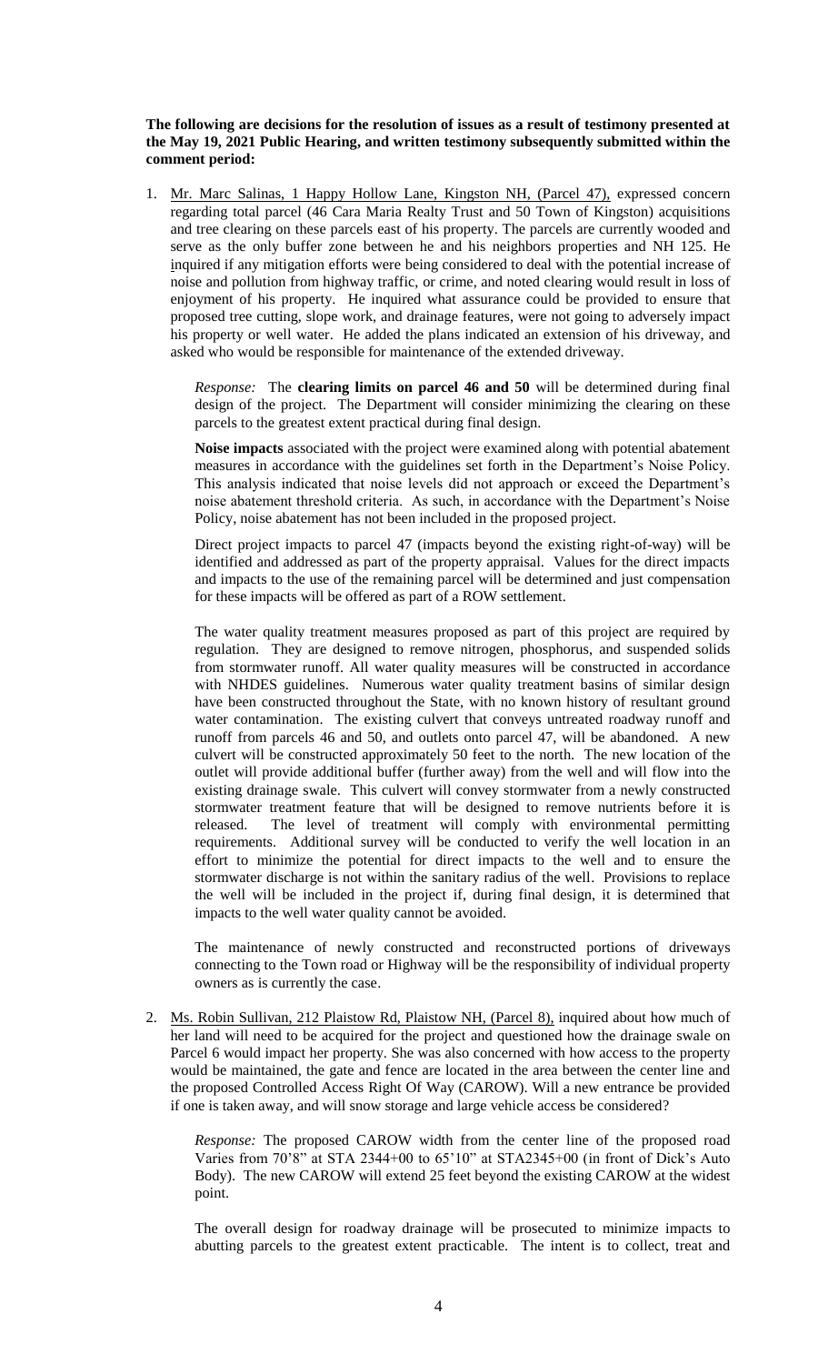**The following are decisions for the resolution of issues as a result of testimony presented at the May 19, 2021 Public Hearing, and written testimony subsequently submitted within the comment period:**

1. Mr. Marc Salinas, 1 Happy Hollow Lane, Kingston NH, (Parcel 47), expressed concern regarding total parcel (46 Cara Maria Realty Trust and 50 Town of Kingston) acquisitions and tree clearing on these parcels east of his property. The parcels are currently wooded and serve as the only buffer zone between he and his neighbors properties and NH 125. He inquired if any mitigation efforts were being considered to deal with the potential increase of noise and pollution from highway traffic, or crime, and noted clearing would result in loss of enjoyment of his property. He inquired what assurance could be provided to ensure that proposed tree cutting, slope work, and drainage features, were not going to adversely impact his property or well water. He added the plans indicated an extension of his driveway, and asked who would be responsible for maintenance of the extended driveway.

   *Response:* The **clearing limits on parcel 46 and 50** will be determined during final design of the project. The Department will consider minimizing the clearing on these parcels to the greatest extent practical during final design.

   **Noise impacts** associated with the project were examined along with potential abatement measures in accordance with the guidelines set forth in the Department's Noise Policy. This analysis indicated that noise levels did not approach or exceed the Department's noise abatement threshold criteria. As such, in accordance with the Department's Noise Policy, noise abatement has not been included in the proposed project.

   Direct project impacts to parcel 47 (impacts beyond the existing right-of-way) will be identified and addressed as part of the property appraisal. Values for the direct impacts and impacts to the use of the remaining parcel will be determined and just compensation for these impacts will be offered as part of a ROW settlement.

   The water quality treatment measures proposed as part of this project are required by regulation. They are designed to remove nitrogen, phosphorus, and suspended solids from stormwater runoff. All water quality measures will be constructed in accordance with NHDES guidelines. Numerous water quality treatment basins of similar design have been constructed throughout the State, with no known history of resultant ground water contamination. The existing culvert that conveys untreated roadway runoff and runoff from parcels 46 and 50, and outlets onto parcel 47, will be abandoned. A new culvert will be constructed approximately 50 feet to the north. The new location of the outlet will provide additional buffer (further away) from the well and will flow into the existing drainage swale. This culvert will convey stormwater from a newly constructed stormwater treatment feature that will be designed to remove nutrients before it is released. The level of treatment will comply with environmental permitting requirements. Additional survey will be conducted to verify the well location in an effort to minimize the potential for direct impacts to the well and to ensure the stormwater discharge is not within the sanitary radius of the well. Provisions to replace the well will be included in the project if, during final design, it is determined that impacts to the well water quality cannot be avoided.

   The maintenance of newly constructed and reconstructed portions of driveways connecting to the Town road or Highway will be the responsibility of individual property owners as is currently the case.

2. Ms. Robin Sullivan, 212 Plaistow Rd, Plaistow NH, (Parcel 8), inquired about how much of her land will need to be acquired for the project and questioned how the drainage swale on Parcel 6 would impact her property. She was also concerned with how access to the property would be maintained, the gate and fence are located in the area between the center line and the proposed Controlled Access Right Of Way (CAROW). Will a new entrance be provided if one is taken away, and will snow storage and large vehicle access be considered?

   *Response:* The proposed CAROW width from the center line of the proposed road Varies from 70'8" at STA 2344+00 to 65'10" at STA2345+00 (in front of Dick's Auto Body). The new CAROW will extend 25 feet beyond the existing CAROW at the widest point.

   The overall design for roadway drainage will be prosecuted to minimize impacts to abutting parcels to the greatest extent practicable. The intent is to collect, treat and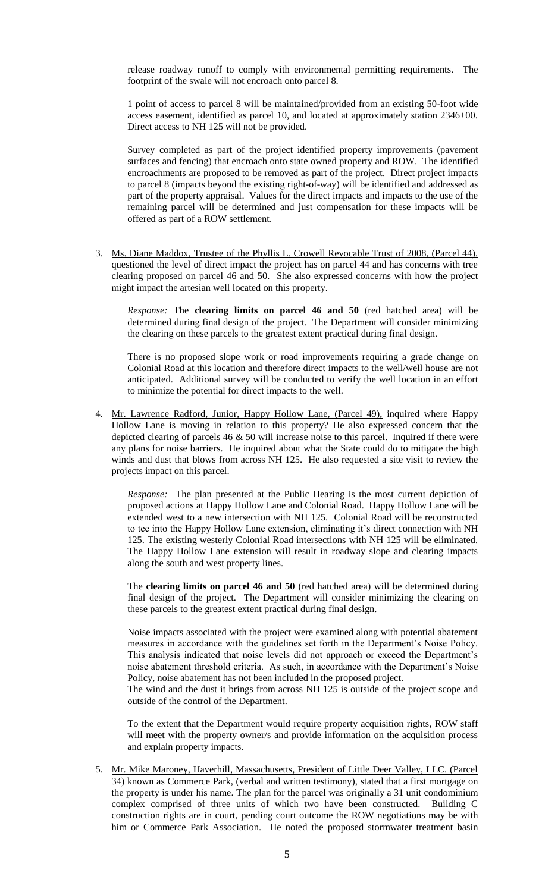release roadway runoff to comply with environmental permitting requirements. The footprint of the swale will not encroach onto parcel 8.

1 point of access to parcel 8 will be maintained/provided from an existing 50-foot wide access easement, identified as parcel 10, and located at approximately station 2346+00. Direct access to NH 125 will not be provided.

Survey completed as part of the project identified property improvements (pavement surfaces and fencing) that encroach onto state owned property and ROW. The identified encroachments are proposed to be removed as part of the project. Direct project impacts to parcel 8 (impacts beyond the existing right-of-way) will be identified and addressed as part of the property appraisal. Values for the direct impacts and impacts to the use of the remaining parcel will be determined and just compensation for these impacts will be offered as part of a ROW settlement.

3. Ms. Diane Maddox, Trustee of the Phyllis L. Crowell Revocable Trust of 2008, (Parcel 44), questioned the level of direct impact the project has on parcel 44 and has concerns with tree clearing proposed on parcel 46 and 50. She also expressed concerns with how the project might impact the artesian well located on this property.

   *Response:* The **clearing limits on parcel 46 and 50** (red hatched area) will be determined during final design of the project. The Department will consider minimizing the clearing on these parcels to the greatest extent practical during final design.

   There is no proposed slope work or road improvements requiring a grade change on Colonial Road at this location and therefore direct impacts to the well/well house are not anticipated. Additional survey will be conducted to verify the well location in an effort to minimize the potential for direct impacts to the well.

4. Mr. Lawrence Radford, Junior, Happy Hollow Lane, (Parcel 49), inquired where Happy Hollow Lane is moving in relation to this property? He also expressed concern that the depicted clearing of parcels 46 & 50 will increase noise to this parcel. Inquired if there were any plans for noise barriers. He inquired about what the State could do to mitigate the high winds and dust that blows from across NH 125. He also requested a site visit to review the projects impact on this parcel.

   *Response:* The plan presented at the Public Hearing is the most current depiction of proposed actions at Happy Hollow Lane and Colonial Road. Happy Hollow Lane will be extended west to a new intersection with NH 125. Colonial Road will be reconstructed to tee into the Happy Hollow Lane extension, eliminating it's direct connection with NH 125. The existing westerly Colonial Road intersections with NH 125 will be eliminated. The Happy Hollow Lane extension will result in roadway slope and clearing impacts along the south and west property lines.

   The **clearing limits on parcel 46 and 50** (red hatched area) will be determined during final design of the project. The Department will consider minimizing the clearing on these parcels to the greatest extent practical during final design.

   Noise impacts associated with the project were examined along with potential abatement measures in accordance with the guidelines set forth in the Department's Noise Policy. This analysis indicated that noise levels did not approach or exceed the Department's noise abatement threshold criteria. As such, in accordance with the Department's Noise Policy, noise abatement has not been included in the proposed project.
   The wind and the dust it brings from across NH 125 is outside of the project scope and outside of the control of the Department.

   To the extent that the Department would require property acquisition rights, ROW staff will meet with the property owner/s and provide information on the acquisition process and explain property impacts.

5. Mr. Mike Maroney, Haverhill, Massachusetts, President of Little Deer Valley, LLC. (Parcel 34) known as Commerce Park, (verbal and written testimony), stated that a first mortgage on the property is under his name. The plan for the parcel was originally a 31 unit condominium complex comprised of three units of which two have been constructed. Building C construction rights are in court, pending court outcome the ROW negotiations may be with him or Commerce Park Association. He noted the proposed stormwater treatment basin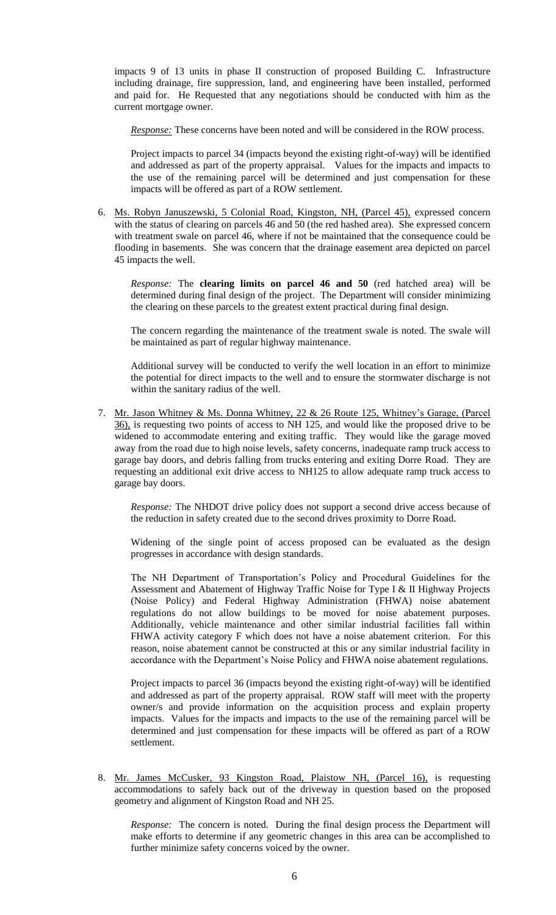impacts 9 of 13 units in phase II construction of proposed Building C. Infrastructure including drainage, fire suppression, land, and engineering have been installed, performed and paid for. He Requested that any negotiations should be conducted with him as the current mortgage owner.

*Response:* These concerns have been noted and will be considered in the ROW process.

Project impacts to parcel 34 (impacts beyond the existing right-of-way) will be identified and addressed as part of the property appraisal. Values for the impacts and impacts to the use of the remaining parcel will be determined and just compensation for these impacts will be offered as part of a ROW settlement.

6. Ms. Robyn Januszewski, 5 Colonial Road, Kingston, NH, (Parcel 45), expressed concern with the status of clearing on parcels 46 and 50 (the red hashed area). She expressed concern with treatment swale on parcel 46, where if not be maintained that the consequence could be flooding in basements. She was concern that the drainage easement area depicted on parcel 45 impacts the well.

   *Response:* The **clearing limits on parcel 46 and 50** (red hatched area) will be determined during final design of the project. The Department will consider minimizing the clearing on these parcels to the greatest extent practical during final design.

   The concern regarding the maintenance of the treatment swale is noted. The swale will be maintained as part of regular highway maintenance.

   Additional survey will be conducted to verify the well location in an effort to minimize the potential for direct impacts to the well and to ensure the stormwater discharge is not within the sanitary radius of the well.

7. Mr. Jason Whitney & Ms. Donna Whitney, 22 & 26 Route 125, Whitney's Garage, (Parcel 36), is requesting two points of access to NH 125, and would like the proposed drive to be widened to accommodate entering and exiting traffic. They would like the garage moved away from the road due to high noise levels, safety concerns, inadequate ramp truck access to garage bay doors, and debris falling from trucks entering and exiting Dorre Road. They are requesting an additional exit drive access to NH125 to allow adequate ramp truck access to garage bay doors.

   *Response:* The NHDOT drive policy does not support a second drive access because of the reduction in safety created due to the second drives proximity to Dorre Road.

   Widening of the single point of access proposed can be evaluated as the design progresses in accordance with design standards.

   The NH Department of Transportation's Policy and Procedural Guidelines for the Assessment and Abatement of Highway Traffic Noise for Type I & II Highway Projects (Noise Policy) and Federal Highway Administration (FHWA) noise abatement regulations do not allow buildings to be moved for noise abatement purposes. Additionally, vehicle maintenance and other similar industrial facilities fall within FHWA activity category F which does not have a noise abatement criterion. For this reason, noise abatement cannot be constructed at this or any similar industrial facility in accordance with the Department's Noise Policy and FHWA noise abatement regulations.

   Project impacts to parcel 36 (impacts beyond the existing right-of-way) will be identified and addressed as part of the property appraisal. ROW staff will meet with the property owner/s and provide information on the acquisition process and explain property impacts. Values for the impacts and impacts to the use of the remaining parcel will be determined and just compensation for these impacts will be offered as part of a ROW settlement.

8. Mr. James McCusker, 93 Kingston Road, Plaistow NH, (Parcel 16), is requesting accommodations to safely back out of the driveway in question based on the proposed geometry and alignment of Kingston Road and NH 25.

   *Response:* The concern is noted. During the final design process the Department will make efforts to determine if any geometric changes in this area can be accomplished to further minimize safety concerns voiced by the owner.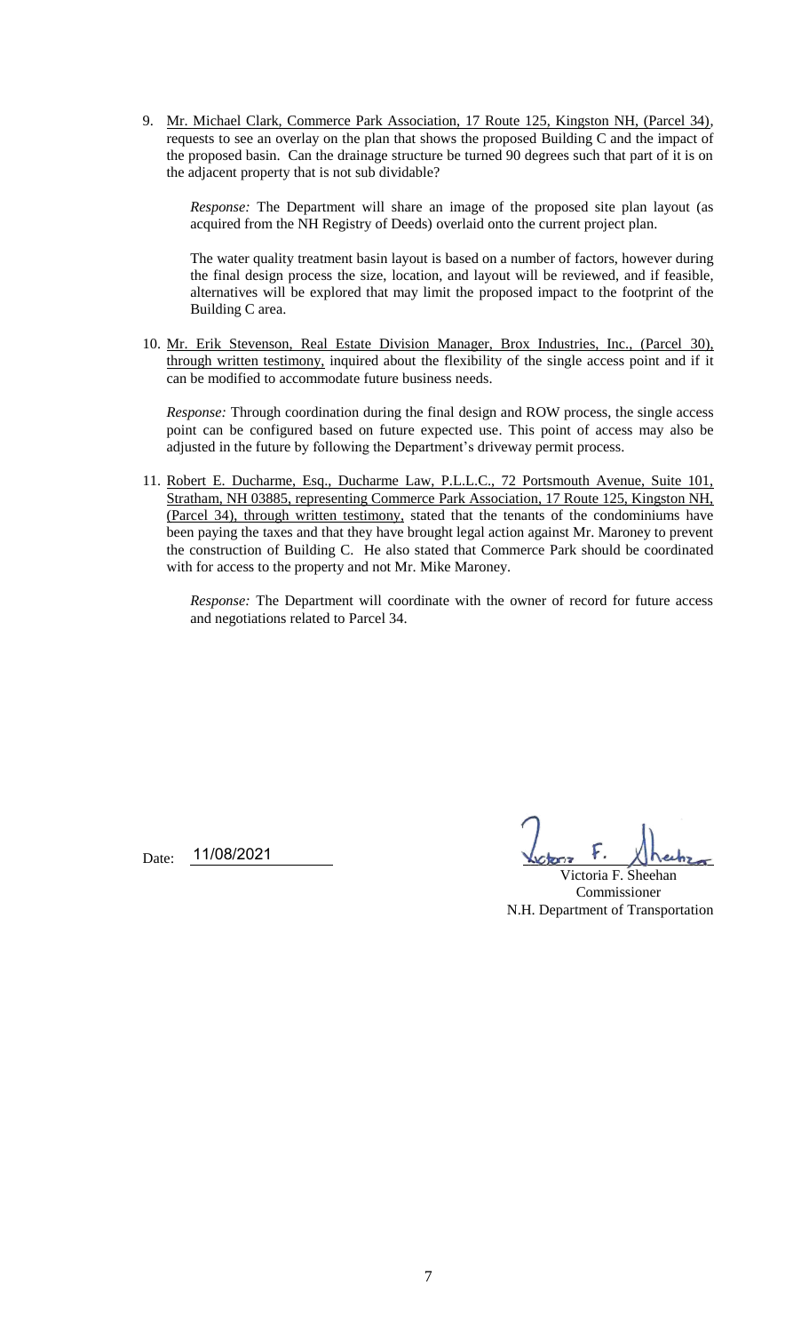9. Mr. Michael Clark, Commerce Park Association, 17 Route 125, Kingston NH, (Parcel 34), requests to see an overlay on the plan that shows the proposed Building C and the impact of the proposed basin. Can the drainage structure be turned 90 degrees such that part of it is on the adjacent property that is not sub dividable?

   *Response:* The Department will share an image of the proposed site plan layout (as acquired from the NH Registry of Deeds) overlaid onto the current project plan.

   The water quality treatment basin layout is based on a number of factors, however during the final design process the size, location, and layout will be reviewed, and if feasible, alternatives will be explored that may limit the proposed impact to the footprint of the Building C area.

10. Mr. Erik Stevenson, Real Estate Division Manager, Brox Industries, Inc., (Parcel 30), through written testimony, inquired about the flexibility of the single access point and if it can be modified to accommodate future business needs.

    *Response:* Through coordination during the final design and ROW process, the single access point can be configured based on future expected use. This point of access may also be adjusted in the future by following the Department's driveway permit process.

11. Robert E. Ducharme, Esq., Ducharme Law, P.L.L.C., 72 Portsmouth Avenue, Suite 101, Stratham, NH 03885, representing Commerce Park Association, 17 Route 125, Kingston NH, (Parcel 34), through written testimony, stated that the tenants of the condominiums have been paying the taxes and that they have brought legal action against Mr. Maroney to prevent the construction of Building C. He also stated that Commerce Park should be coordinated with for access to the property and not Mr. Mike Maroney.

    *Response:* The Department will coordinate with the owner of record for future access and negotiations related to Parcel 34.

Date: 11/08/2021

Victoria F. Sheehan
Commissioner
N.H. Department of Transportation